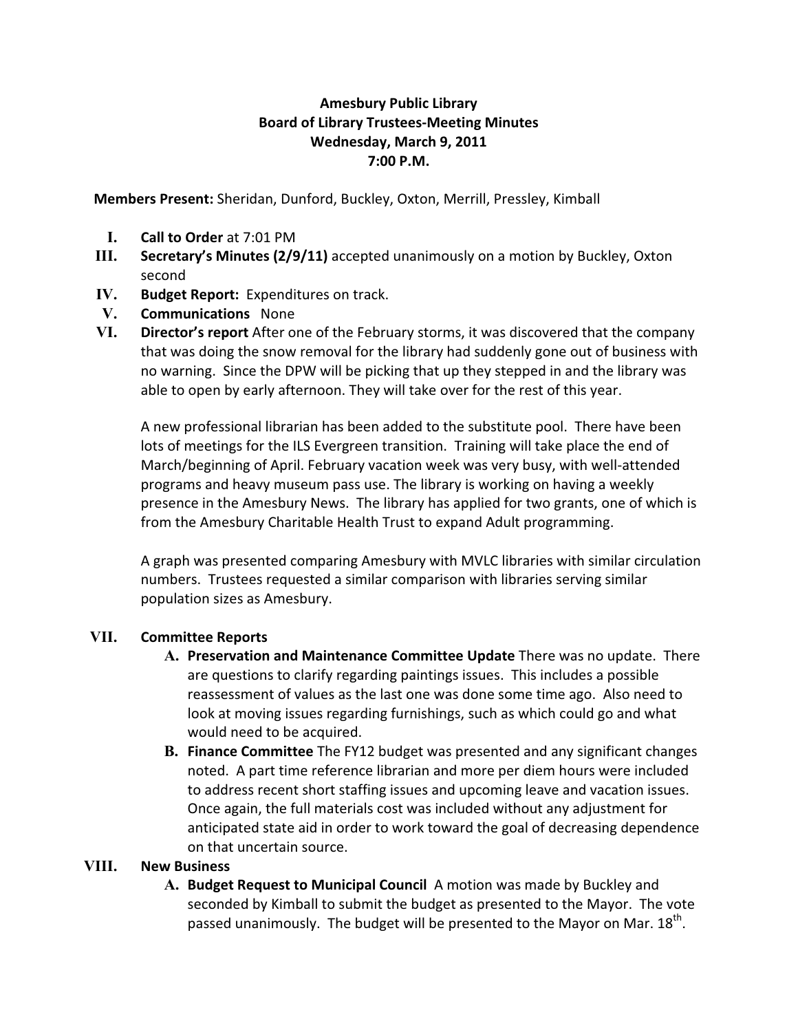**Amesbury Public Library**
**Board of Library Trustees-Meeting Minutes**
**Wednesday, March 9, 2011**
**7:00 P.M.**

**Members Present:** Sheridan, Dunford, Buckley, Oxton, Merrill, Pressley, Kimball

I. **Call to Order** at 7:01 PM

III. **Secretary's Minutes (2/9/11)** accepted unanimously on a motion by Buckley, Oxton second

IV. **Budget Report:** Expenditures on track.

V. **Communications** None

VI. **Director's report** After one of the February storms, it was discovered that the company that was doing the snow removal for the library had suddenly gone out of business with no warning. Since the DPW will be picking that up they stepped in and the library was able to open by early afternoon. They will take over for the rest of this year.

A new professional librarian has been added to the substitute pool. There have been lots of meetings for the ILS Evergreen transition. Training will take place the end of March/beginning of April. February vacation week was very busy, with well-attended programs and heavy museum pass use. The library is working on having a weekly presence in the Amesbury News. The library has applied for two grants, one of which is from the Amesbury Charitable Health Trust to expand Adult programming.

A graph was presented comparing Amesbury with MVLC libraries with similar circulation numbers. Trustees requested a similar comparison with libraries serving similar population sizes as Amesbury.

VII. **Committee Reports**

A. **Preservation and Maintenance Committee Update** There was no update. There are questions to clarify regarding paintings issues. This includes a possible reassessment of values as the last one was done some time ago. Also need to look at moving issues regarding furnishings, such as which could go and what would need to be acquired.

B. **Finance Committee** The FY12 budget was presented and any significant changes noted. A part time reference librarian and more per diem hours were included to address recent short staffing issues and upcoming leave and vacation issues. Once again, the full materials cost was included without any adjustment for anticipated state aid in order to work toward the goal of decreasing dependence on that uncertain source.

VIII. **New Business**

A. **Budget Request to Municipal Council** A motion was made by Buckley and seconded by Kimball to submit the budget as presented to the Mayor. The vote passed unanimously. The budget will be presented to the Mayor on Mar. 18th.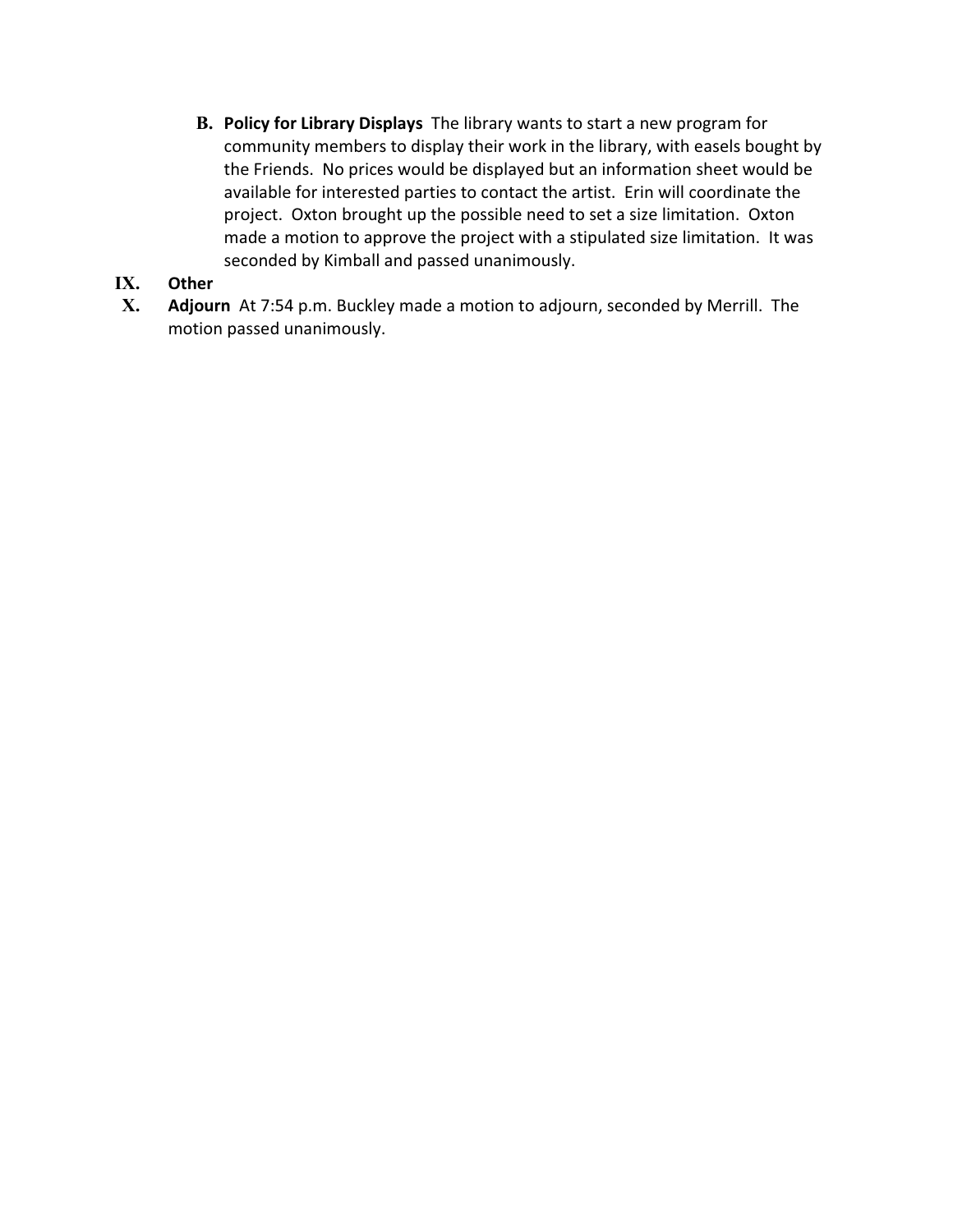B. **Policy for Library Displays** The library wants to start a new program for community members to display their work in the library, with easels bought by the Friends. No prices would be displayed but an information sheet would be available for interested parties to contact the artist. Erin will coordinate the project. Oxton brought up the possible need to set a size limitation. Oxton made a motion to approve the project with a stipulated size limitation. It was seconded by Kimball and passed unanimously.

IX. **Other**

X. **Adjourn** At 7:54 p.m. Buckley made a motion to adjourn, seconded by Merrill. The motion passed unanimously.